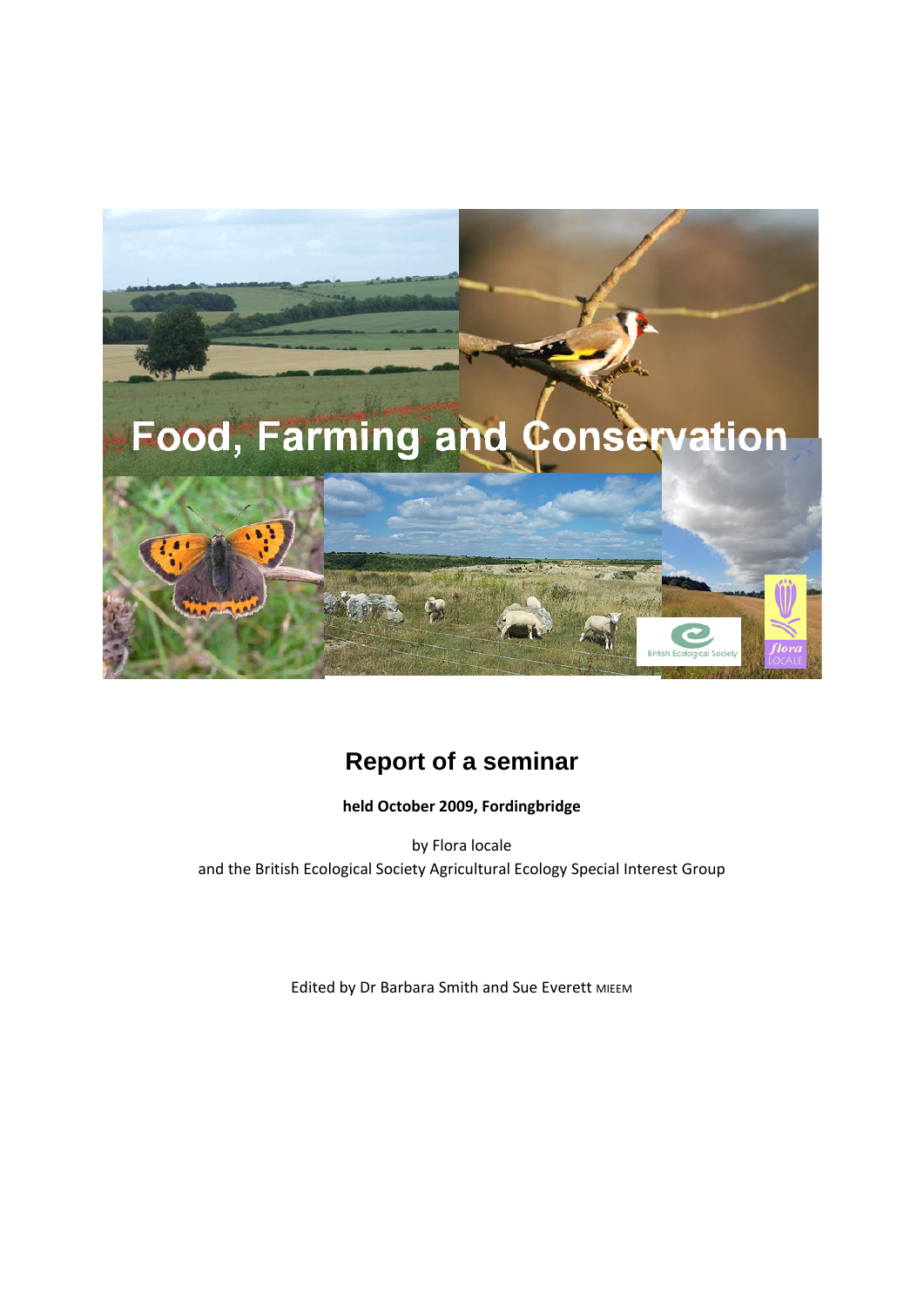# Food, Farming and Conservation

## Report of a seminar

**held October 2009, Fordingbridge**

by Flora locale
and the British Ecological Society Agricultural Ecology Special Interest Group

Edited by Dr Barbara Smith and Sue Everett MIEEM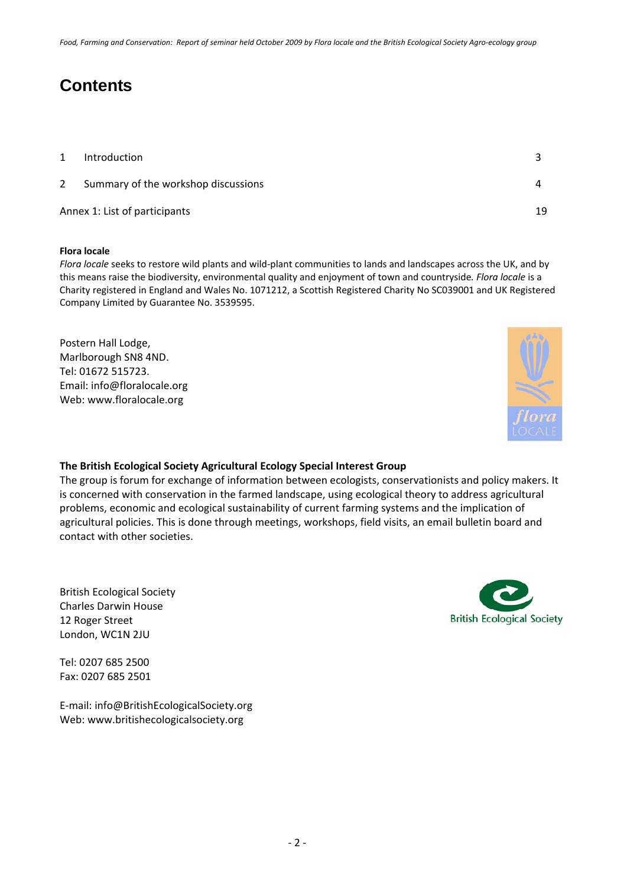# Contents

| | | |
|---|---|---|
| 1 | Introduction | 3 |
| 2 | Summary of the workshop discussions | 4 |
| Annex 1: List of participants | | 19 |

**Flora locale**

*Flora locale* seeks to restore wild plants and wild-plant communities to lands and landscapes across the UK, and by this means raise the biodiversity, environmental quality and enjoyment of town and countryside. *Flora locale* is a Charity registered in England and Wales No. 1071212, a Scottish Registered Charity No SC039001 and UK Registered Company Limited by Guarantee No. 3539595.

Postern Hall Lodge,
Marlborough SN8 4ND.
Tel: 01672 515723.
Email: info@floralocale.org
Web: www.floralocale.org

**The British Ecological Society Agricultural Ecology Special Interest Group**

The group is forum for exchange of information between ecologists, conservationists and policy makers. It is concerned with conservation in the farmed landscape, using ecological theory to address agricultural problems, economic and ecological sustainability of current farming systems and the implication of agricultural policies. This is done through meetings, workshops, field visits, an email bulletin board and contact with other societies.

British Ecological Society
Charles Darwin House
12 Roger Street
London, WC1N 2JU

Tel: 0207 685 2500
Fax: 0207 685 2501

E-mail: info@BritishEcologicalSociety.org
Web: www.britishecologicalsociety.org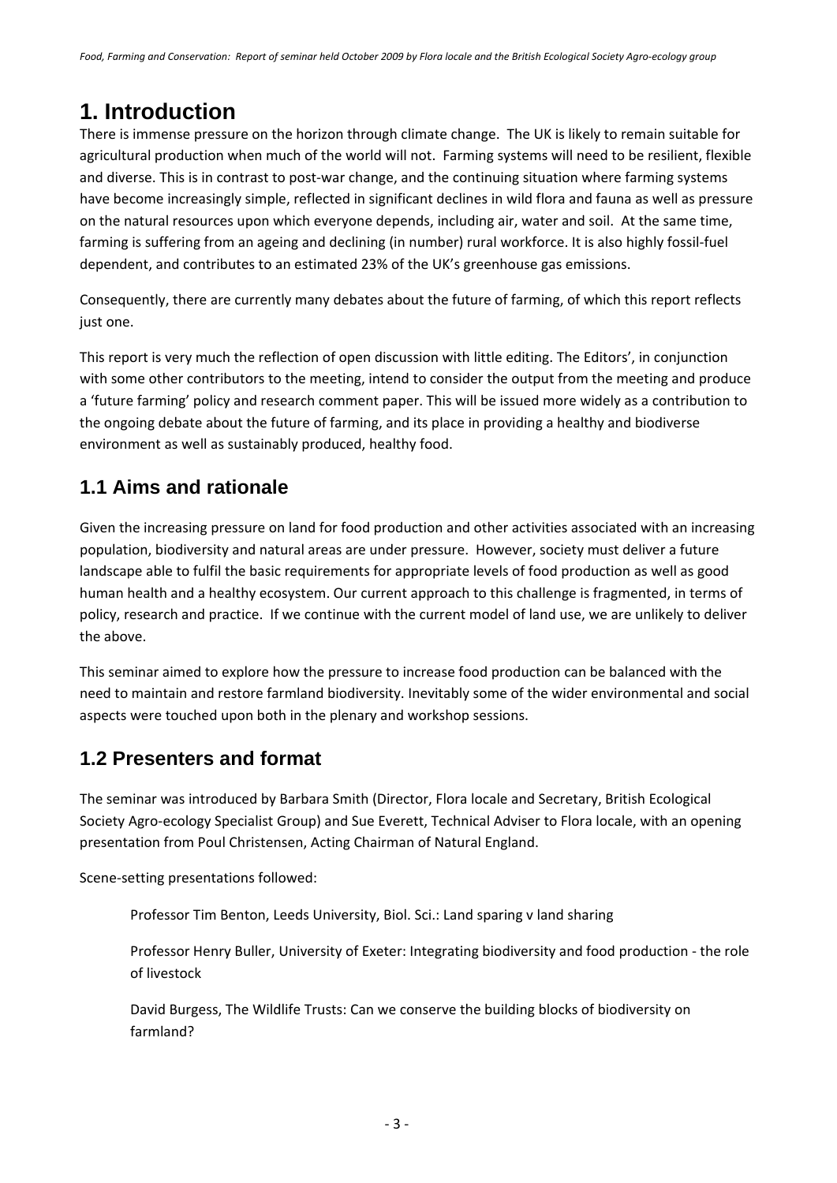# 1. Introduction

There is immense pressure on the horizon through climate change. The UK is likely to remain suitable for agricultural production when much of the world will not. Farming systems will need to be resilient, flexible and diverse. This is in contrast to post-war change, and the continuing situation where farming systems have become increasingly simple, reflected in significant declines in wild flora and fauna as well as pressure on the natural resources upon which everyone depends, including air, water and soil. At the same time, farming is suffering from an ageing and declining (in number) rural workforce. It is also highly fossil-fuel dependent, and contributes to an estimated 23% of the UK's greenhouse gas emissions.

Consequently, there are currently many debates about the future of farming, of which this report reflects just one.

This report is very much the reflection of open discussion with little editing. The Editors', in conjunction with some other contributors to the meeting, intend to consider the output from the meeting and produce a 'future farming' policy and research comment paper. This will be issued more widely as a contribution to the ongoing debate about the future of farming, and its place in providing a healthy and biodiverse environment as well as sustainably produced, healthy food.

## 1.1 Aims and rationale

Given the increasing pressure on land for food production and other activities associated with an increasing population, biodiversity and natural areas are under pressure. However, society must deliver a future landscape able to fulfil the basic requirements for appropriate levels of food production as well as good human health and a healthy ecosystem. Our current approach to this challenge is fragmented, in terms of policy, research and practice. If we continue with the current model of land use, we are unlikely to deliver the above.

This seminar aimed to explore how the pressure to increase food production can be balanced with the need to maintain and restore farmland biodiversity. Inevitably some of the wider environmental and social aspects were touched upon both in the plenary and workshop sessions.

## 1.2 Presenters and format

The seminar was introduced by Barbara Smith (Director, Flora locale and Secretary, British Ecological Society Agro-ecology Specialist Group) and Sue Everett, Technical Adviser to Flora locale, with an opening presentation from Poul Christensen, Acting Chairman of Natural England.

Scene-setting presentations followed:

Professor Tim Benton, Leeds University, Biol. Sci.: Land sparing v land sharing

Professor Henry Buller, University of Exeter: Integrating biodiversity and food production - the role of livestock

David Burgess, The Wildlife Trusts: Can we conserve the building blocks of biodiversity on farmland?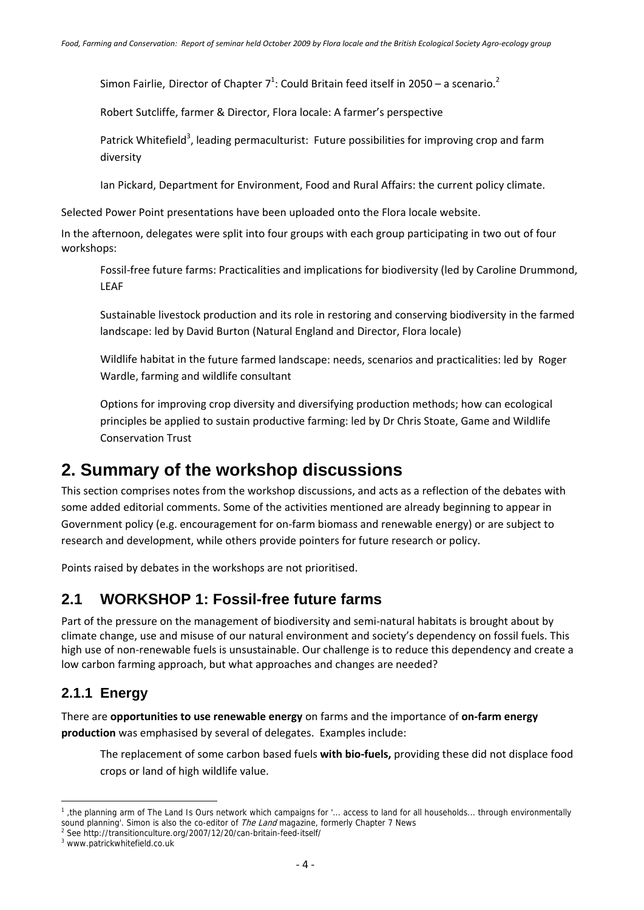Simon Fairlie, Director of Chapter 7[1]: Could Britain feed itself in 2050 – a scenario.[2]

Robert Sutcliffe, farmer & Director, Flora locale: A farmer's perspective

Patrick Whitefield[3], leading permaculturist: Future possibilities for improving crop and farm diversity

Ian Pickard, Department for Environment, Food and Rural Affairs: the current policy climate.

Selected Power Point presentations have been uploaded onto the Flora locale website.

In the afternoon, delegates were split into four groups with each group participating in two out of four workshops:

Fossil-free future farms: Practicalities and implications for biodiversity (led by Caroline Drummond, LEAF

Sustainable livestock production and its role in restoring and conserving biodiversity in the farmed landscape: led by David Burton (Natural England and Director, Flora locale)

Wildlife habitat in the future farmed landscape: needs, scenarios and practicalities: led by Roger Wardle, farming and wildlife consultant

Options for improving crop diversity and diversifying production methods; how can ecological principles be applied to sustain productive farming: led by Dr Chris Stoate, Game and Wildlife Conservation Trust

# 2. Summary of the workshop discussions

This section comprises notes from the workshop discussions, and acts as a reflection of the debates with some added editorial comments. Some of the activities mentioned are already beginning to appear in Government policy (e.g. encouragement for on-farm biomass and renewable energy) or are subject to research and development, while others provide pointers for future research or policy.

Points raised by debates in the workshops are not prioritised.

## 2.1 WORKSHOP 1: Fossil-free future farms

Part of the pressure on the management of biodiversity and semi-natural habitats is brought about by climate change, use and misuse of our natural environment and society's dependency on fossil fuels. This high use of non-renewable fuels is unsustainable. Our challenge is to reduce this dependency and create a low carbon farming approach, but what approaches and changes are needed?

### 2.1.1 Energy

There are **opportunities to use renewable energy** on farms and the importance of **on-farm energy production** was emphasised by several of delegates. Examples include:

The replacement of some carbon based fuels **with bio-fuels,** providing these did not displace food crops or land of high wildlife value.

---

[1] ,the planning arm of The Land Is Ours network which campaigns for '... access to land for all households... through environmentally sound planning'. Simon is also the co-editor of *The Land* magazine, formerly Chapter 7 News

[2] See http://transitionculture.org/2007/12/20/can-britain-feed-itself/

[3] www.patrickwhitefield.co.uk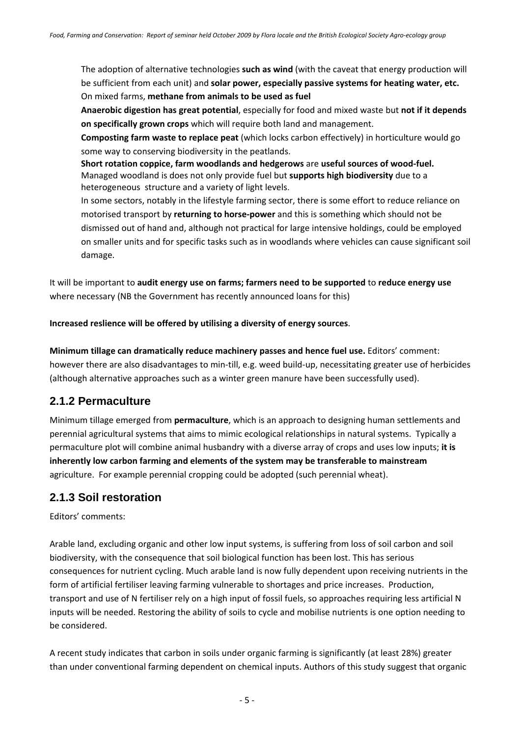The adoption of alternative technologies **such as wind** (with the caveat that energy production will be sufficient from each unit) and **solar power, especially passive systems for heating water, etc.** On mixed farms, **methane from animals to be used as fuel**

**Anaerobic digestion has great potential**, especially for food and mixed waste but **not if it depends on specifically grown crops** which will require both land and management.

**Composting farm waste to replace peat** (which locks carbon effectively) in horticulture would go some way to conserving biodiversity in the peatlands.

**Short rotation coppice, farm woodlands and hedgerows** are **useful sources of wood-fuel.** Managed woodland is does not only provide fuel but **supports high biodiversity** due to a heterogeneous structure and a variety of light levels.

In some sectors, notably in the lifestyle farming sector, there is some effort to reduce reliance on motorised transport by **returning to horse-power** and this is something which should not be dismissed out of hand and, although not practical for large intensive holdings, could be employed on smaller units and for specific tasks such as in woodlands where vehicles can cause significant soil damage.

It will be important to **audit energy use on farms; farmers need to be supported** to **reduce energy use** where necessary (NB the Government has recently announced loans for this)

**Increased reslience will be offered by utilising a diversity of energy sources**.

**Minimum tillage can dramatically reduce machinery passes and hence fuel use.** Editors' comment: however there are also disadvantages to min-till, e.g. weed build-up, necessitating greater use of herbicides (although alternative approaches such as a winter green manure have been successfully used).

## 2.1.2 Permaculture

Minimum tillage emerged from **permaculture**, which is an approach to designing human settlements and perennial agricultural systems that aims to mimic ecological relationships in natural systems. Typically a permaculture plot will combine animal husbandry with a diverse array of crops and uses low inputs; **it is inherently low carbon farming and elements of the system may be transferable to mainstream** agriculture. For example perennial cropping could be adopted (such perennial wheat).

## 2.1.3 Soil restoration

Editors' comments:

Arable land, excluding organic and other low input systems, is suffering from loss of soil carbon and soil biodiversity, with the consequence that soil biological function has been lost. This has serious consequences for nutrient cycling. Much arable land is now fully dependent upon receiving nutrients in the form of artificial fertiliser leaving farming vulnerable to shortages and price increases. Production, transport and use of N fertiliser rely on a high input of fossil fuels, so approaches requiring less artificial N inputs will be needed. Restoring the ability of soils to cycle and mobilise nutrients is one option needing to be considered.

A recent study indicates that carbon in soils under organic farming is significantly (at least 28%) greater than under conventional farming dependent on chemical inputs. Authors of this study suggest that organic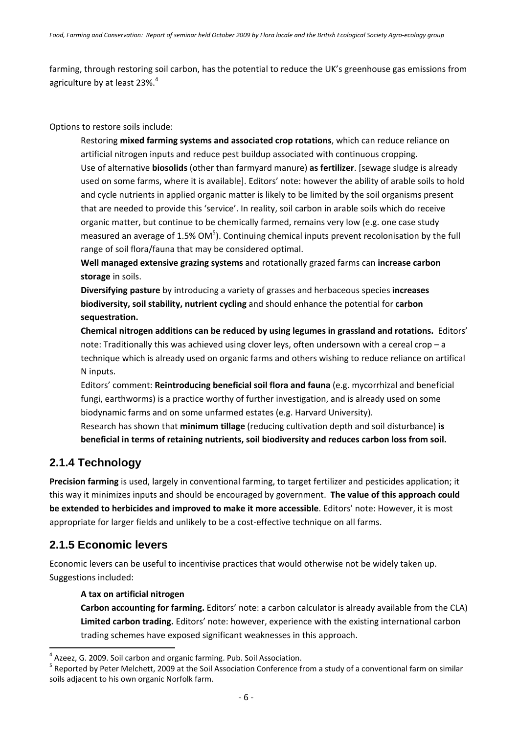farming, through restoring soil carbon, has the potential to reduce the UK's greenhouse gas emissions from agriculture by at least 23%.[4]

---

Options to restore soils include:

Restoring **mixed farming systems and associated crop rotations**, which can reduce reliance on artificial nitrogen inputs and reduce pest buildup associated with continuous cropping.

Use of alternative **biosolids** (other than farmyard manure) **as fertilizer**. [sewage sludge is already used on some farms, where it is available]. Editors' note: however the ability of arable soils to hold and cycle nutrients in applied organic matter is likely to be limited by the soil organisms present that are needed to provide this 'service'. In reality, soil carbon in arable soils which do receive organic matter, but continue to be chemically farmed, remains very low (e.g. one case study measured an average of 1.5% OM[5]). Continuing chemical inputs prevent recolonisation by the full range of soil flora/fauna that may be considered optimal.

**Well managed extensive grazing systems** and rotationally grazed farms can **increase carbon storage** in soils.

**Diversifying pasture** by introducing a variety of grasses and herbaceous species **increases biodiversity, soil stability, nutrient cycling** and should enhance the potential for **carbon sequestration.**

**Chemical nitrogen additions can be reduced by using legumes in grassland and rotations.** Editors' note: Traditionally this was achieved using clover leys, often undersown with a cereal crop – a technique which is already used on organic farms and others wishing to reduce reliance on artifical N inputs.

Editors' comment: **Reintroducing beneficial soil flora and fauna** (e.g. mycorrhizal and beneficial fungi, earthworms) is a practice worthy of further investigation, and is already used on some biodynamic farms and on some unfarmed estates (e.g. Harvard University).

Research has shown that **minimum tillage** (reducing cultivation depth and soil disturbance) **is beneficial in terms of retaining nutrients, soil biodiversity and reduces carbon loss from soil.**

## 2.1.4 Technology

**Precision farming** is used, largely in conventional farming, to target fertilizer and pesticides application; it this way it minimizes inputs and should be encouraged by government. **The value of this approach could be extended to herbicides and improved to make it more accessible**. Editors' note: However, it is most appropriate for larger fields and unlikely to be a cost-effective technique on all farms.

## 2.1.5 Economic levers

Economic levers can be useful to incentivise practices that would otherwise not be widely taken up. Suggestions included:

**A tax on artificial nitrogen**

**Carbon accounting for farming.** Editors' note: a carbon calculator is already available from the CLA)

**Limited carbon trading.** Editors' note: however, experience with the existing international carbon trading schemes have exposed significant weaknesses in this approach.

---

[4] Azeez, G. 2009. Soil carbon and organic farming. Pub. Soil Association.

[5] Reported by Peter Melchett, 2009 at the Soil Association Conference from a study of a conventional farm on similar soils adjacent to his own organic Norfolk farm.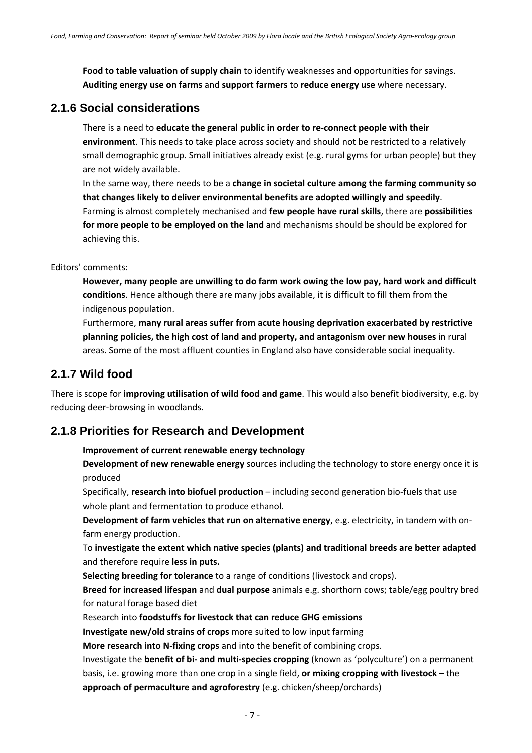**Food to table valuation of supply chain** to identify weaknesses and opportunities for savings.

**Auditing energy use on farms** and **support farmers** to **reduce energy use** where necessary.

### 2.1.6 Social considerations

There is a need to **educate the general public in order to re-connect people with their environment**. This needs to take place across society and should not be restricted to a relatively small demographic group. Small initiatives already exist (e.g. rural gyms for urban people) but they are not widely available.

In the same way, there needs to be a **change in societal culture among the farming community so that changes likely to deliver environmental benefits are adopted willingly and speedily**.

Farming is almost completely mechanised and **few people have rural skills**, there are **possibilities for more people to be employed on the land** and mechanisms should be should be explored for achieving this.

Editors' comments:

**However, many people are unwilling to do farm work owing the low pay, hard work and difficult conditions**. Hence although there are many jobs available, it is difficult to fill them from the indigenous population.

Furthermore, **many rural areas suffer from acute housing deprivation exacerbated by restrictive planning policies, the high cost of land and property, and antagonism over new houses** in rural areas. Some of the most affluent counties in England also have considerable social inequality.

### 2.1.7 Wild food

There is scope for **improving utilisation of wild food and game**. This would also benefit biodiversity, e.g. by reducing deer-browsing in woodlands.

### 2.1.8 Priorities for Research and Development

**Improvement of current renewable energy technology**

**Development of new renewable energy** sources including the technology to store energy once it is produced

Specifically, **research into biofuel production** – including second generation bio-fuels that use whole plant and fermentation to produce ethanol.

**Development of farm vehicles that run on alternative energy**, e.g. electricity, in tandem with on-farm energy production.

To **investigate the extent which native species (plants) and traditional breeds are better adapted** and therefore require **less in puts.**

**Selecting breeding for tolerance** to a range of conditions (livestock and crops).

**Breed for increased lifespan** and **dual purpose** animals e.g. shorthorn cows; table/egg poultry bred for natural forage based diet

Research into **foodstuffs for livestock that can reduce GHG emissions**

**Investigate new/old strains of crops** more suited to low input farming

**More research into N-fixing crops** and into the benefit of combining crops.

Investigate the **benefit of bi- and multi-species cropping** (known as 'polyculture') on a permanent basis, i.e. growing more than one crop in a single field, **or mixing cropping with livestock** – the **approach of permaculture and agroforestry** (e.g. chicken/sheep/orchards)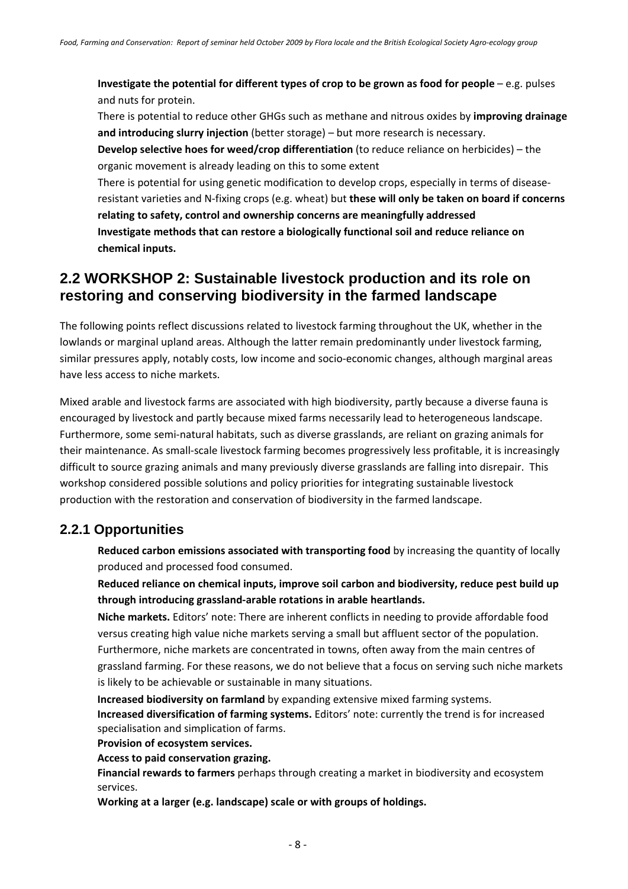**Investigate the potential for different types of crop to be grown as food for people** – e.g. pulses and nuts for protein.

There is potential to reduce other GHGs such as methane and nitrous oxides by **improving drainage and introducing slurry injection** (better storage) – but more research is necessary.

**Develop selective hoes for weed/crop differentiation** (to reduce reliance on herbicides) – the organic movement is already leading on this to some extent

There is potential for using genetic modification to develop crops, especially in terms of disease-resistant varieties and N-fixing crops (e.g. wheat) but **these will only be taken on board if concerns relating to safety, control and ownership concerns are meaningfully addressed**

**Investigate methods that can restore a biologically functional soil and reduce reliance on chemical inputs.**

## 2.2 WORKSHOP 2: Sustainable livestock production and its role on restoring and conserving biodiversity in the farmed landscape

The following points reflect discussions related to livestock farming throughout the UK, whether in the lowlands or marginal upland areas. Although the latter remain predominantly under livestock farming, similar pressures apply, notably costs, low income and socio-economic changes, although marginal areas have less access to niche markets.

Mixed arable and livestock farms are associated with high biodiversity, partly because a diverse fauna is encouraged by livestock and partly because mixed farms necessarily lead to heterogeneous landscape. Furthermore, some semi-natural habitats, such as diverse grasslands, are reliant on grazing animals for their maintenance. As small-scale livestock farming becomes progressively less profitable, it is increasingly difficult to source grazing animals and many previously diverse grasslands are falling into disrepair. This workshop considered possible solutions and policy priorities for integrating sustainable livestock production with the restoration and conservation of biodiversity in the farmed landscape.

### 2.2.1 Opportunities

**Reduced carbon emissions associated with transporting food** by increasing the quantity of locally produced and processed food consumed.

**Reduced reliance on chemical inputs, improve soil carbon and biodiversity, reduce pest build up through introducing grassland-arable rotations in arable heartlands.**

**Niche markets.** Editors' note: There are inherent conflicts in needing to provide affordable food versus creating high value niche markets serving a small but affluent sector of the population. Furthermore, niche markets are concentrated in towns, often away from the main centres of grassland farming. For these reasons, we do not believe that a focus on serving such niche markets is likely to be achievable or sustainable in many situations.

**Increased biodiversity on farmland** by expanding extensive mixed farming systems.

**Increased diversification of farming systems.** Editors' note: currently the trend is for increased specialisation and simplication of farms.

**Provision of ecosystem services.**

**Access to paid conservation grazing.**

**Financial rewards to farmers** perhaps through creating a market in biodiversity and ecosystem services.

**Working at a larger (e.g. landscape) scale or with groups of holdings.**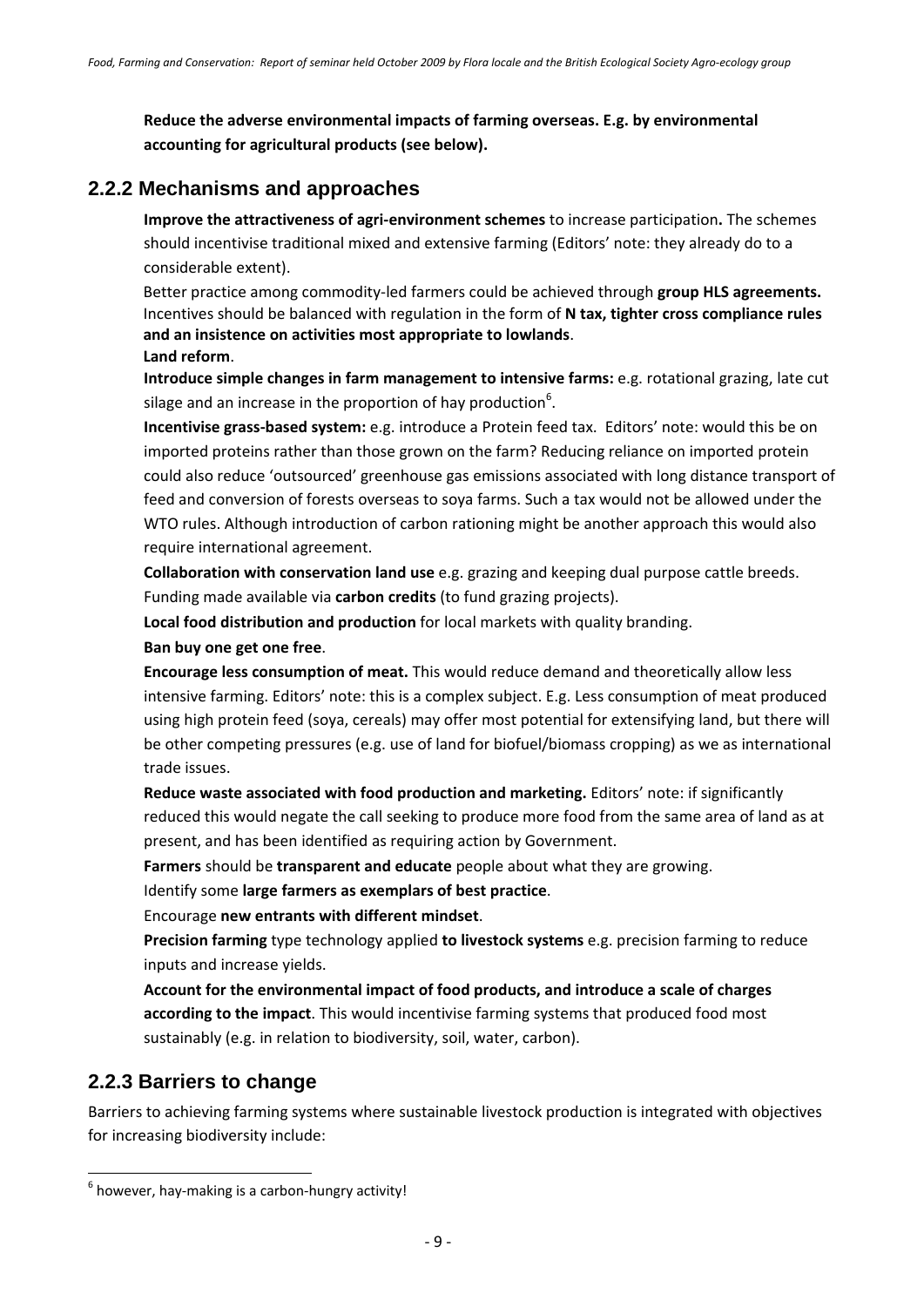**Reduce the adverse environmental impacts of farming overseas. E.g. by environmental accounting for agricultural products (see below).**

## 2.2.2 Mechanisms and approaches

**Improve the attractiveness of agri-environment schemes** to increase participation**.** The schemes should incentivise traditional mixed and extensive farming (Editors' note: they already do to a considerable extent).

Better practice among commodity-led farmers could be achieved through **group HLS agreements.** Incentives should be balanced with regulation in the form of **N tax, tighter cross compliance rules and an insistence on activities most appropriate to lowlands**.

**Land reform**.

**Introduce simple changes in farm management to intensive farms:** e.g. rotational grazing, late cut silage and an increase in the proportion of hay production[6].

**Incentivise grass-based system:** e.g. introduce a Protein feed tax. Editors' note: would this be on imported proteins rather than those grown on the farm? Reducing reliance on imported protein could also reduce 'outsourced' greenhouse gas emissions associated with long distance transport of feed and conversion of forests overseas to soya farms. Such a tax would not be allowed under the WTO rules. Although introduction of carbon rationing might be another approach this would also require international agreement.

**Collaboration with conservation land use** e.g. grazing and keeping dual purpose cattle breeds. Funding made available via **carbon credits** (to fund grazing projects).

**Local food distribution and production** for local markets with quality branding.

**Ban buy one get one free**.

**Encourage less consumption of meat.** This would reduce demand and theoretically allow less intensive farming. Editors' note: this is a complex subject. E.g. Less consumption of meat produced using high protein feed (soya, cereals) may offer most potential for extensifying land, but there will be other competing pressures (e.g. use of land for biofuel/biomass cropping) as we as international trade issues.

**Reduce waste associated with food production and marketing.** Editors' note: if significantly reduced this would negate the call seeking to produce more food from the same area of land as at present, and has been identified as requiring action by Government.

**Farmers** should be **transparent and educate** people about what they are growing.

Identify some **large farmers as exemplars of best practice**.

Encourage **new entrants with different mindset**.

**Precision farming** type technology applied **to livestock systems** e.g. precision farming to reduce inputs and increase yields.

**Account for the environmental impact of food products, and introduce a scale of charges according to the impact**. This would incentivise farming systems that produced food most sustainably (e.g. in relation to biodiversity, soil, water, carbon).

## 2.2.3 Barriers to change

Barriers to achieving farming systems where sustainable livestock production is integrated with objectives for increasing biodiversity include:

[6] however, hay-making is a carbon-hungry activity!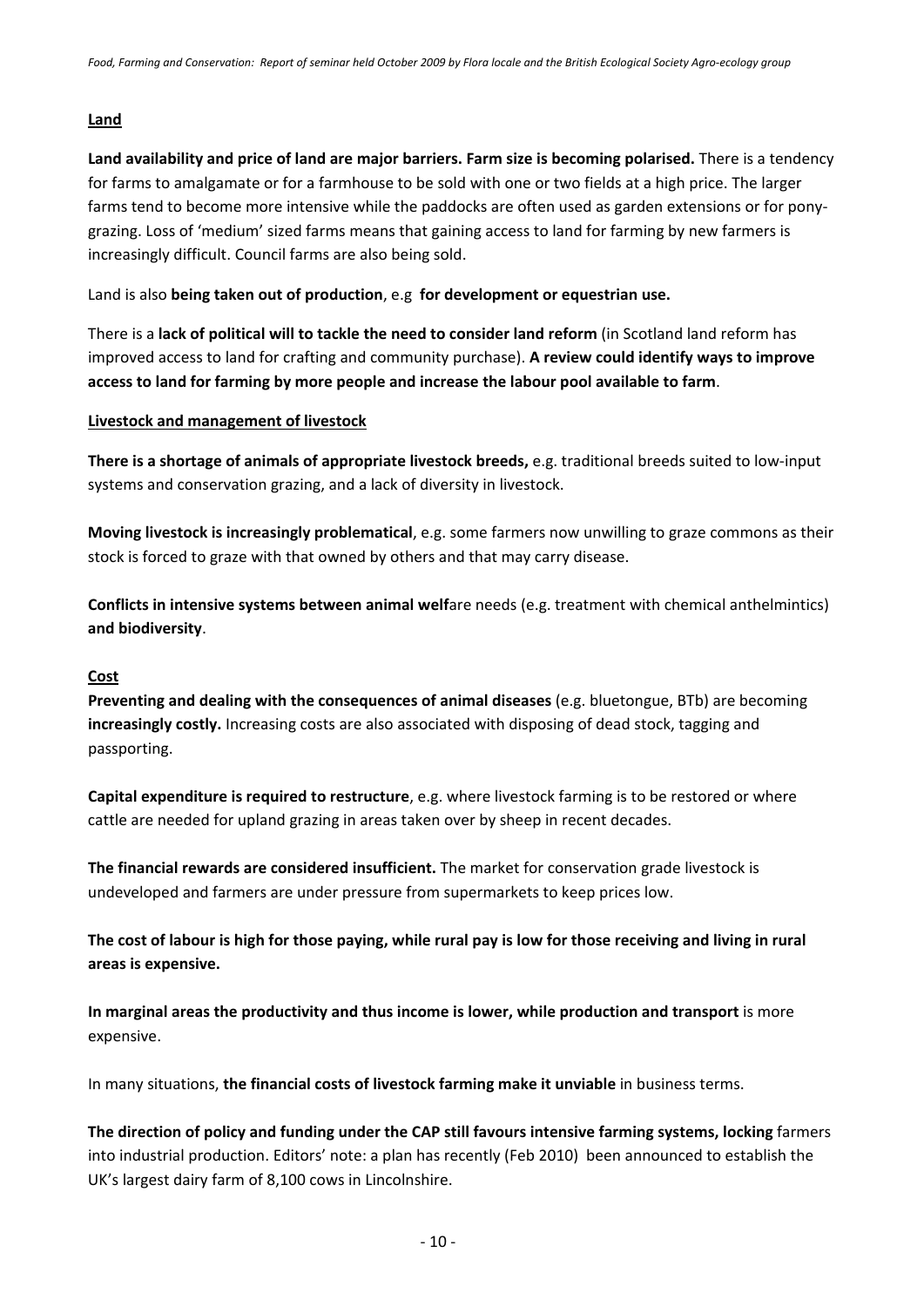**Land**

**Land availability and price of land are major barriers. Farm size is becoming polarised.** There is a tendency for farms to amalgamate or for a farmhouse to be sold with one or two fields at a high price. The larger farms tend to become more intensive while the paddocks are often used as garden extensions or for pony-grazing. Loss of 'medium' sized farms means that gaining access to land for farming by new farmers is increasingly difficult. Council farms are also being sold.

Land is also **being taken out of production**, e.g **for development or equestrian use.**

There is a **lack of political will to tackle the need to consider land reform** (in Scotland land reform has improved access to land for crafting and community purchase). **A review could identify ways to improve access to land for farming by more people and increase the labour pool available to farm**.

**Livestock and management of livestock**

**There is a shortage of animals of appropriate livestock breeds,** e.g. traditional breeds suited to low-input systems and conservation grazing, and a lack of diversity in livestock.

**Moving livestock is increasingly problematical**, e.g. some farmers now unwilling to graze commons as their stock is forced to graze with that owned by others and that may carry disease.

**Conflicts in intensive systems between animal welf**are needs (e.g. treatment with chemical anthelmintics) **and biodiversity**.

**Cost**

**Preventing and dealing with the consequences of animal diseases** (e.g. bluetongue, BTb) are becoming **increasingly costly.** Increasing costs are also associated with disposing of dead stock, tagging and passporting.

**Capital expenditure is required to restructure**, e.g. where livestock farming is to be restored or where cattle are needed for upland grazing in areas taken over by sheep in recent decades.

**The financial rewards are considered insufficient.** The market for conservation grade livestock is undeveloped and farmers are under pressure from supermarkets to keep prices low.

**The cost of labour is high for those paying, while rural pay is low for those receiving and living in rural areas is expensive.**

**In marginal areas the productivity and thus income is lower, while production and transport** is more expensive.

In many situations, **the financial costs of livestock farming make it unviable** in business terms.

**The direction of policy and funding under the CAP still favours intensive farming systems, locking** farmers into industrial production. Editors' note: a plan has recently (Feb 2010) been announced to establish the UK's largest dairy farm of 8,100 cows in Lincolnshire.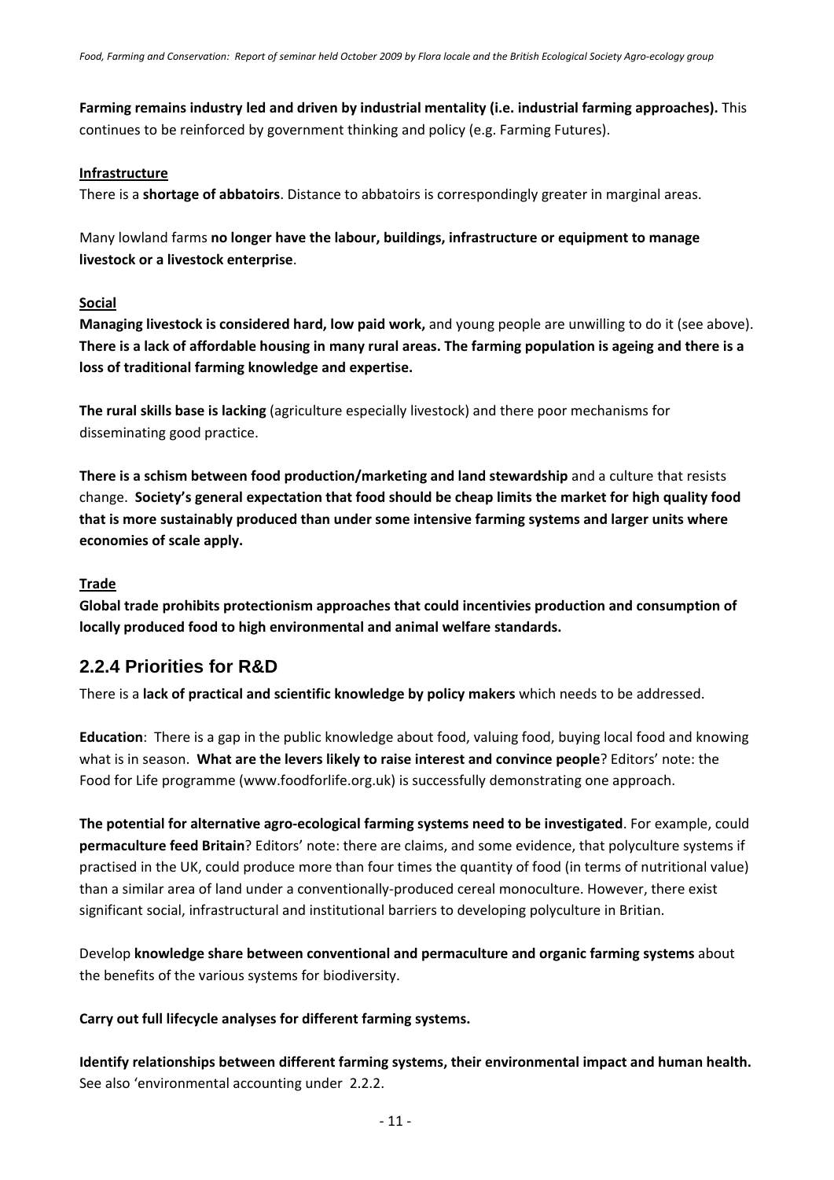**Farming remains industry led and driven by industrial mentality (i.e. industrial farming approaches).** This continues to be reinforced by government thinking and policy (e.g. Farming Futures).

**Infrastructure**

There is a **shortage of abbatoirs**. Distance to abbatoirs is correspondingly greater in marginal areas.

Many lowland farms **no longer have the labour, buildings, infrastructure or equipment to manage livestock or a livestock enterprise**.

**Social**

**Managing livestock is considered hard, low paid work,** and young people are unwilling to do it (see above). **There is a lack of affordable housing in many rural areas. The farming population is ageing and there is a loss of traditional farming knowledge and expertise.**

**The rural skills base is lacking** (agriculture especially livestock) and there poor mechanisms for disseminating good practice.

**There is a schism between food production/marketing and land stewardship** and a culture that resists change. **Society's general expectation that food should be cheap limits the market for high quality food that is more sustainably produced than under some intensive farming systems and larger units where economies of scale apply.**

**Trade**

**Global trade prohibits protectionism approaches that could incentivies production and consumption of locally produced food to high environmental and animal welfare standards.**

## 2.2.4 Priorities for R&D

There is a **lack of practical and scientific knowledge by policy makers** which needs to be addressed.

**Education**: There is a gap in the public knowledge about food, valuing food, buying local food and knowing what is in season. **What are the levers likely to raise interest and convince people**? Editors' note: the Food for Life programme (www.foodforlife.org.uk) is successfully demonstrating one approach.

**The potential for alternative agro-ecological farming systems need to be investigated**. For example, could **permaculture feed Britain**? Editors' note: there are claims, and some evidence, that polyculture systems if practised in the UK, could produce more than four times the quantity of food (in terms of nutritional value) than a similar area of land under a conventionally-produced cereal monoculture. However, there exist significant social, infrastructural and institutional barriers to developing polyculture in Britian.

Develop **knowledge share between conventional and permaculture and organic farming systems** about the benefits of the various systems for biodiversity.

**Carry out full lifecycle analyses for different farming systems.**

**Identify relationships between different farming systems, their environmental impact and human health.** See also 'environmental accounting under 2.2.2.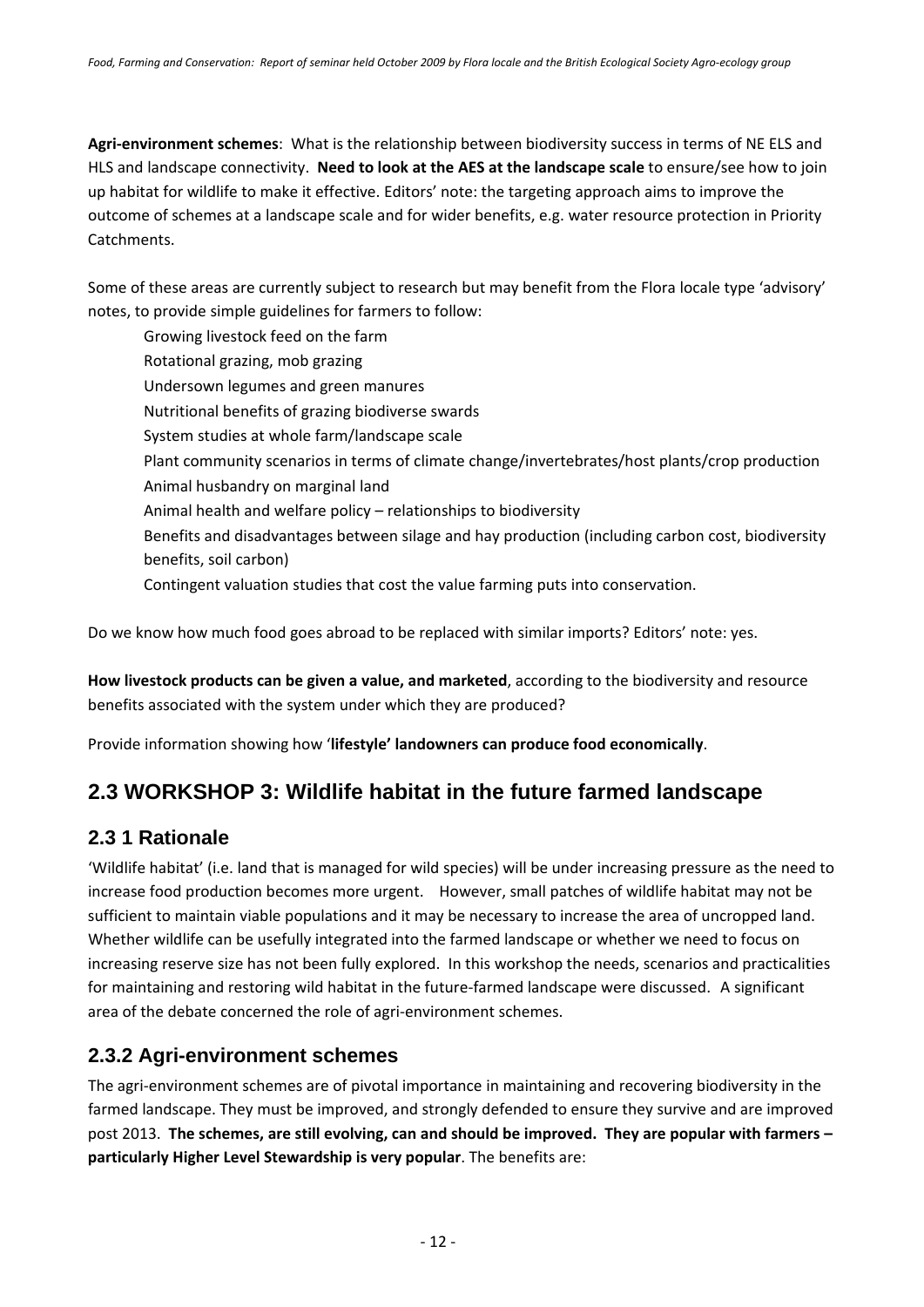**Agri-environment schemes**: What is the relationship between biodiversity success in terms of NE ELS and HLS and landscape connectivity. **Need to look at the AES at the landscape scale** to ensure/see how to join up habitat for wildlife to make it effective. Editors' note: the targeting approach aims to improve the outcome of schemes at a landscape scale and for wider benefits, e.g. water resource protection in Priority Catchments.

Some of these areas are currently subject to research but may benefit from the Flora locale type 'advisory' notes, to provide simple guidelines for farmers to follow:

- Growing livestock feed on the farm
- Rotational grazing, mob grazing
- Undersown legumes and green manures
- Nutritional benefits of grazing biodiverse swards
- System studies at whole farm/landscape scale
- Plant community scenarios in terms of climate change/invertebrates/host plants/crop production
- Animal husbandry on marginal land
- Animal health and welfare policy – relationships to biodiversity
- Benefits and disadvantages between silage and hay production (including carbon cost, biodiversity benefits, soil carbon)
- Contingent valuation studies that cost the value farming puts into conservation.

Do we know how much food goes abroad to be replaced with similar imports? Editors' note: yes.

**How livestock products can be given a value, and marketed**, according to the biodiversity and resource benefits associated with the system under which they are produced?

Provide information showing how '**lifestyle' landowners can produce food economically**.

## 2.3 WORKSHOP 3: Wildlife habitat in the future farmed landscape

### 2.3 1 Rationale

'Wildlife habitat' (i.e. land that is managed for wild species) will be under increasing pressure as the need to increase food production becomes more urgent. However, small patches of wildlife habitat may not be sufficient to maintain viable populations and it may be necessary to increase the area of uncropped land. Whether wildlife can be usefully integrated into the farmed landscape or whether we need to focus on increasing reserve size has not been fully explored. In this workshop the needs, scenarios and practicalities for maintaining and restoring wild habitat in the future-farmed landscape were discussed. A significant area of the debate concerned the role of agri-environment schemes.

### 2.3.2 Agri-environment schemes

The agri-environment schemes are of pivotal importance in maintaining and recovering biodiversity in the farmed landscape. They must be improved, and strongly defended to ensure they survive and are improved post 2013. **The schemes, are still evolving, can and should be improved. They are popular with farmers – particularly Higher Level Stewardship is very popular**. The benefits are: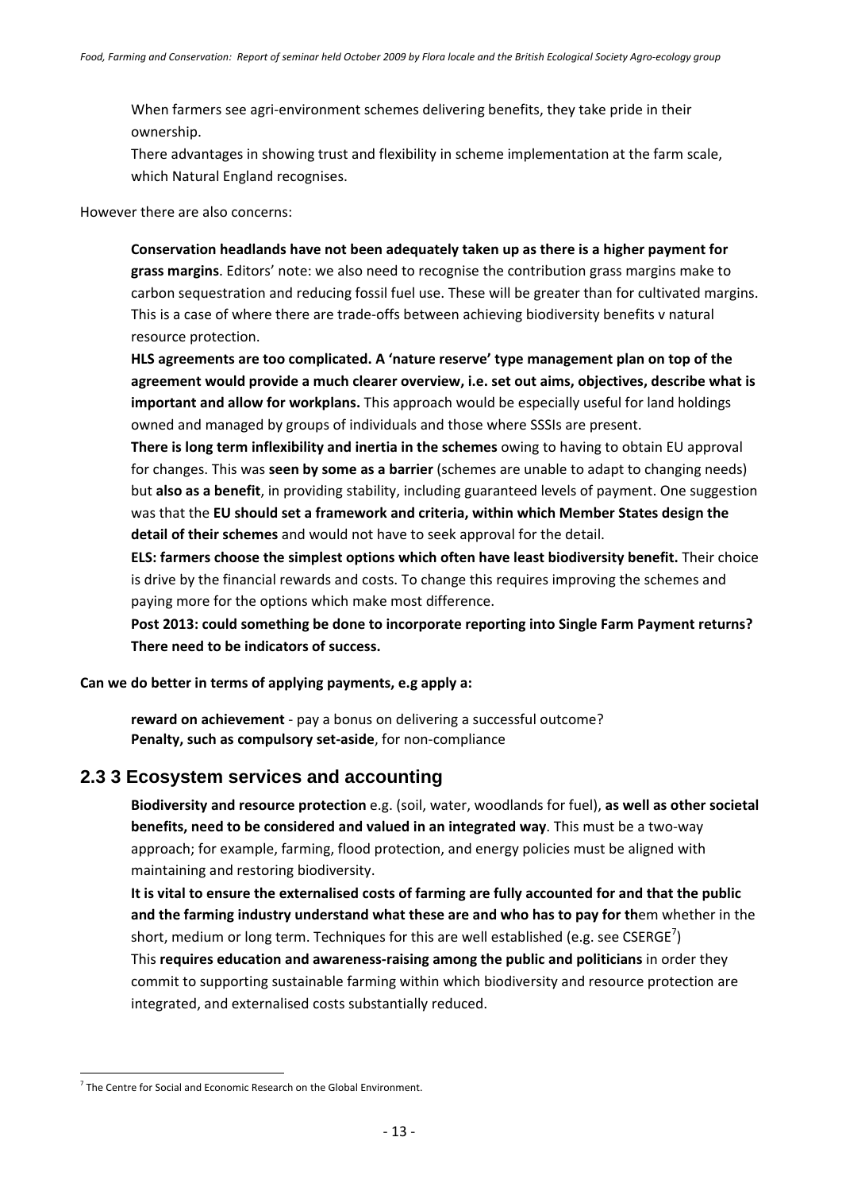When farmers see agri-environment schemes delivering benefits, they take pride in their ownership.

There advantages in showing trust and flexibility in scheme implementation at the farm scale, which Natural England recognises.

However there are also concerns:

**Conservation headlands have not been adequately taken up as there is a higher payment for grass margins**. Editors' note: we also need to recognise the contribution grass margins make to carbon sequestration and reducing fossil fuel use. These will be greater than for cultivated margins. This is a case of where there are trade-offs between achieving biodiversity benefits v natural resource protection.

**HLS agreements are too complicated. A 'nature reserve' type management plan on top of the agreement would provide a much clearer overview, i.e. set out aims, objectives, describe what is important and allow for workplans.** This approach would be especially useful for land holdings owned and managed by groups of individuals and those where SSSIs are present.

**There is long term inflexibility and inertia in the schemes** owing to having to obtain EU approval for changes. This was **seen by some as a barrier** (schemes are unable to adapt to changing needs) but **also as a benefit**, in providing stability, including guaranteed levels of payment. One suggestion was that the **EU should set a framework and criteria, within which Member States design the detail of their schemes** and would not have to seek approval for the detail.

**ELS: farmers choose the simplest options which often have least biodiversity benefit.** Their choice is drive by the financial rewards and costs. To change this requires improving the schemes and paying more for the options which make most difference.

**Post 2013: could something be done to incorporate reporting into Single Farm Payment returns? There need to be indicators of success.**

**Can we do better in terms of applying payments, e.g apply a:**

**reward on achievement** - pay a bonus on delivering a successful outcome?
**Penalty, such as compulsory set-aside**, for non-compliance

## 2.3 3 Ecosystem services and accounting

**Biodiversity and resource protection** e.g. (soil, water, woodlands for fuel), **as well as other societal benefits, need to be considered and valued in an integrated way**. This must be a two-way approach; for example, farming, flood protection, and energy policies must be aligned with maintaining and restoring biodiversity.

**It is vital to ensure the externalised costs of farming are fully accounted for and that the public and the farming industry understand what these are and who has to pay for th**em whether in the short, medium or long term. Techniques for this are well established (e.g. see CSERGE[7])

This **requires education and awareness-raising among the public and politicians** in order they commit to supporting sustainable farming within which biodiversity and resource protection are integrated, and externalised costs substantially reduced.

[7] The Centre for Social and Economic Research on the Global Environment.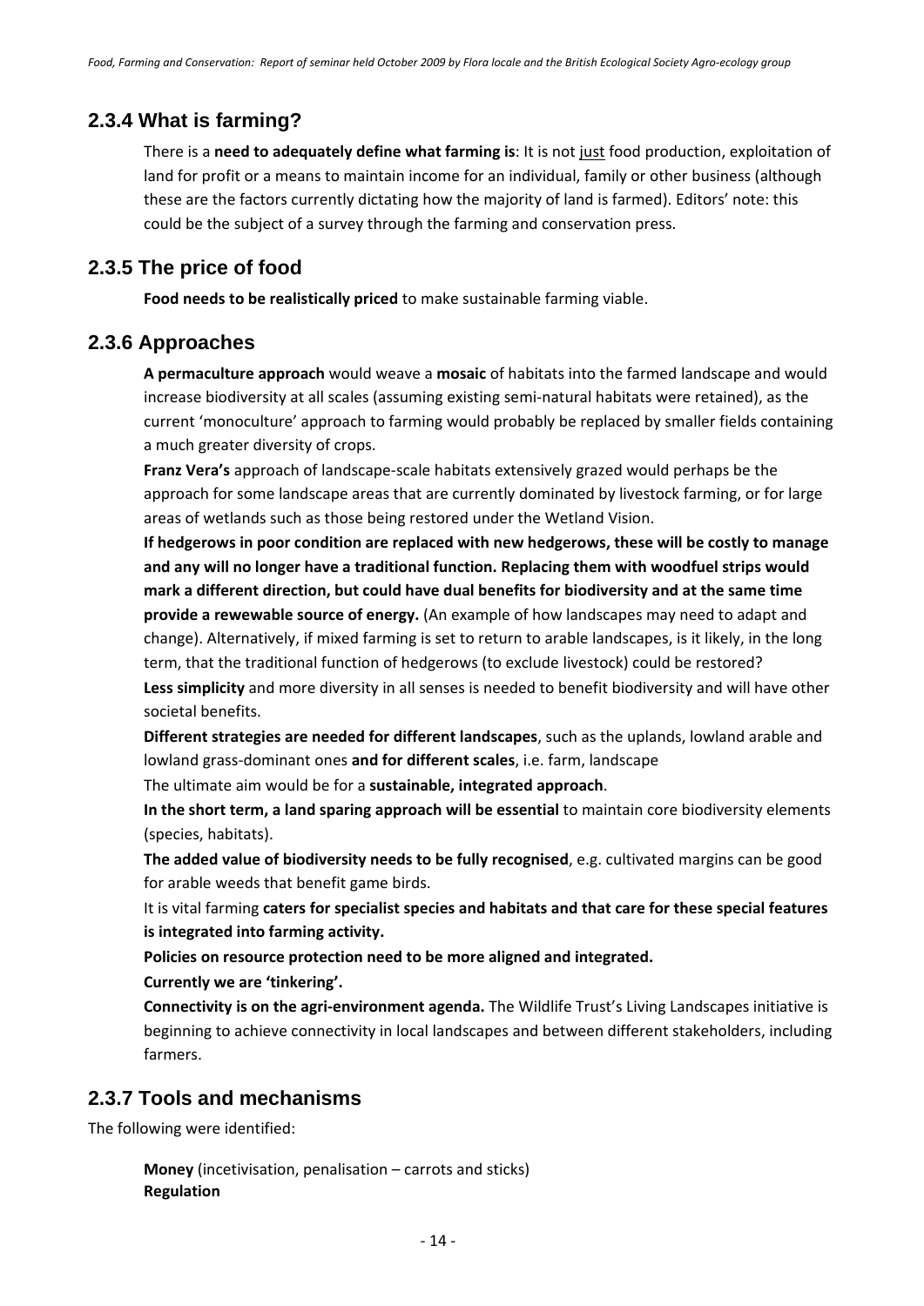## 2.3.4 What is farming?

There is a **need to adequately define what farming is**: It is not just food production, exploitation of land for profit or a means to maintain income for an individual, family or other business (although these are the factors currently dictating how the majority of land is farmed). Editors' note: this could be the subject of a survey through the farming and conservation press.

## 2.3.5 The price of food

**Food needs to be realistically priced** to make sustainable farming viable.

## 2.3.6 Approaches

**A permaculture approach** would weave a **mosaic** of habitats into the farmed landscape and would increase biodiversity at all scales (assuming existing semi-natural habitats were retained), as the current 'monoculture' approach to farming would probably be replaced by smaller fields containing a much greater diversity of crops.

**Franz Vera's** approach of landscape-scale habitats extensively grazed would perhaps be the approach for some landscape areas that are currently dominated by livestock farming, or for large areas of wetlands such as those being restored under the Wetland Vision.

**If hedgerows in poor condition are replaced with new hedgerows, these will be costly to manage and any will no longer have a traditional function. Replacing them with woodfuel strips would mark a different direction, but could have dual benefits for biodiversity and at the same time provide a rewewable source of energy.** (An example of how landscapes may need to adapt and change). Alternatively, if mixed farming is set to return to arable landscapes, is it likely, in the long term, that the traditional function of hedgerows (to exclude livestock) could be restored?

**Less simplicity** and more diversity in all senses is needed to benefit biodiversity and will have other societal benefits.

**Different strategies are needed for different landscapes**, such as the uplands, lowland arable and lowland grass-dominant ones **and for different scales**, i.e. farm, landscape

The ultimate aim would be for a **sustainable, integrated approach**.

**In the short term, a land sparing approach will be essential** to maintain core biodiversity elements (species, habitats).

**The added value of biodiversity needs to be fully recognised**, e.g. cultivated margins can be good for arable weeds that benefit game birds.

It is vital farming **caters for specialist species and habitats and that care for these special features is integrated into farming activity.**

**Policies on resource protection need to be more aligned and integrated.**

**Currently we are 'tinkering'.**

**Connectivity is on the agri-environment agenda.** The Wildlife Trust's Living Landscapes initiative is beginning to achieve connectivity in local landscapes and between different stakeholders, including farmers.

## 2.3.7 Tools and mechanisms

The following were identified:

**Money** (incetivisation, penalisation – carrots and sticks)
**Regulation**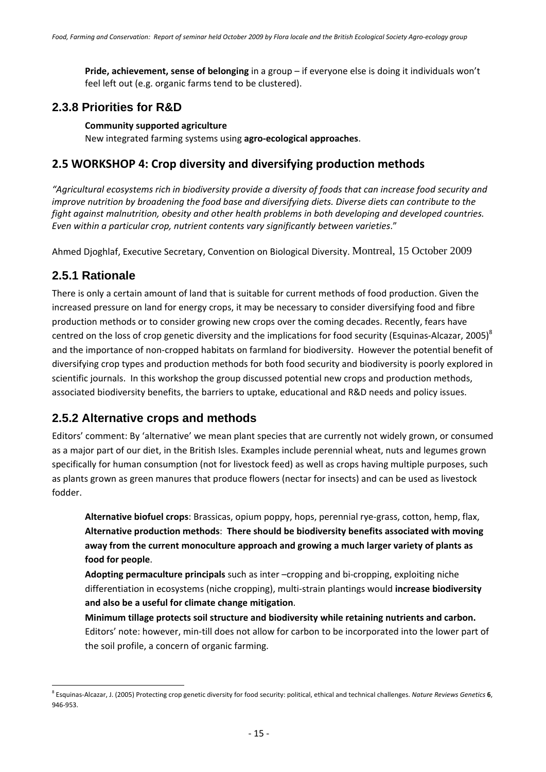**Pride, achievement, sense of belonging** in a group – if everyone else is doing it individuals won't feel left out (e.g. organic farms tend to be clustered).

## 2.3.8 Priorities for R&D

**Community supported agriculture**
New integrated farming systems using **agro-ecological approaches**.

## 2.5 WORKSHOP 4: Crop diversity and diversifying production methods

*"Agricultural ecosystems rich in biodiversity provide a diversity of foods that can increase food security and improve nutrition by broadening the food base and diversifying diets. Diverse diets can contribute to the fight against malnutrition, obesity and other health problems in both developing and developed countries. Even within a particular crop, nutrient contents vary significantly between varieties*."

Ahmed Djoghlaf, Executive Secretary, Convention on Biological Diversity. Montreal, 15 October 2009

## 2.5.1 Rationale

There is only a certain amount of land that is suitable for current methods of food production. Given the increased pressure on land for energy crops, it may be necessary to consider diversifying food and fibre production methods or to consider growing new crops over the coming decades. Recently, fears have centred on the loss of crop genetic diversity and the implications for food security (Esquinas-Alcazar, 2005)[8] and the importance of non-cropped habitats on farmland for biodiversity. However the potential benefit of diversifying crop types and production methods for both food security and biodiversity is poorly explored in scientific journals. In this workshop the group discussed potential new crops and production methods, associated biodiversity benefits, the barriers to uptake, educational and R&D needs and policy issues.

## 2.5.2 Alternative crops and methods

Editors' comment: By 'alternative' we mean plant species that are currently not widely grown, or consumed as a major part of our diet, in the British Isles. Examples include perennial wheat, nuts and legumes grown specifically for human consumption (not for livestock feed) as well as crops having multiple purposes, such as plants grown as green manures that produce flowers (nectar for insects) and can be used as livestock fodder.

**Alternative biofuel crops**: Brassicas, opium poppy, hops, perennial rye-grass, cotton, hemp, flax,
**Alternative production methods**: **There should be biodiversity benefits associated with moving away from the current monoculture approach and growing a much larger variety of plants as food for people**.

**Adopting permaculture principals** such as inter –cropping and bi-cropping, exploiting niche differentiation in ecosystems (niche cropping), multi-strain plantings would **increase biodiversity and also be a useful for climate change mitigation**.

**Minimum tillage protects soil structure and biodiversity while retaining nutrients and carbon.** Editors' note: however, min-till does not allow for carbon to be incorporated into the lower part of the soil profile, a concern of organic farming.

---

[8] Esquinas-Alcazar, J. (2005) Protecting crop genetic diversity for food security: political, ethical and technical challenges. *Nature Reviews Genetics* **6**, 946-953.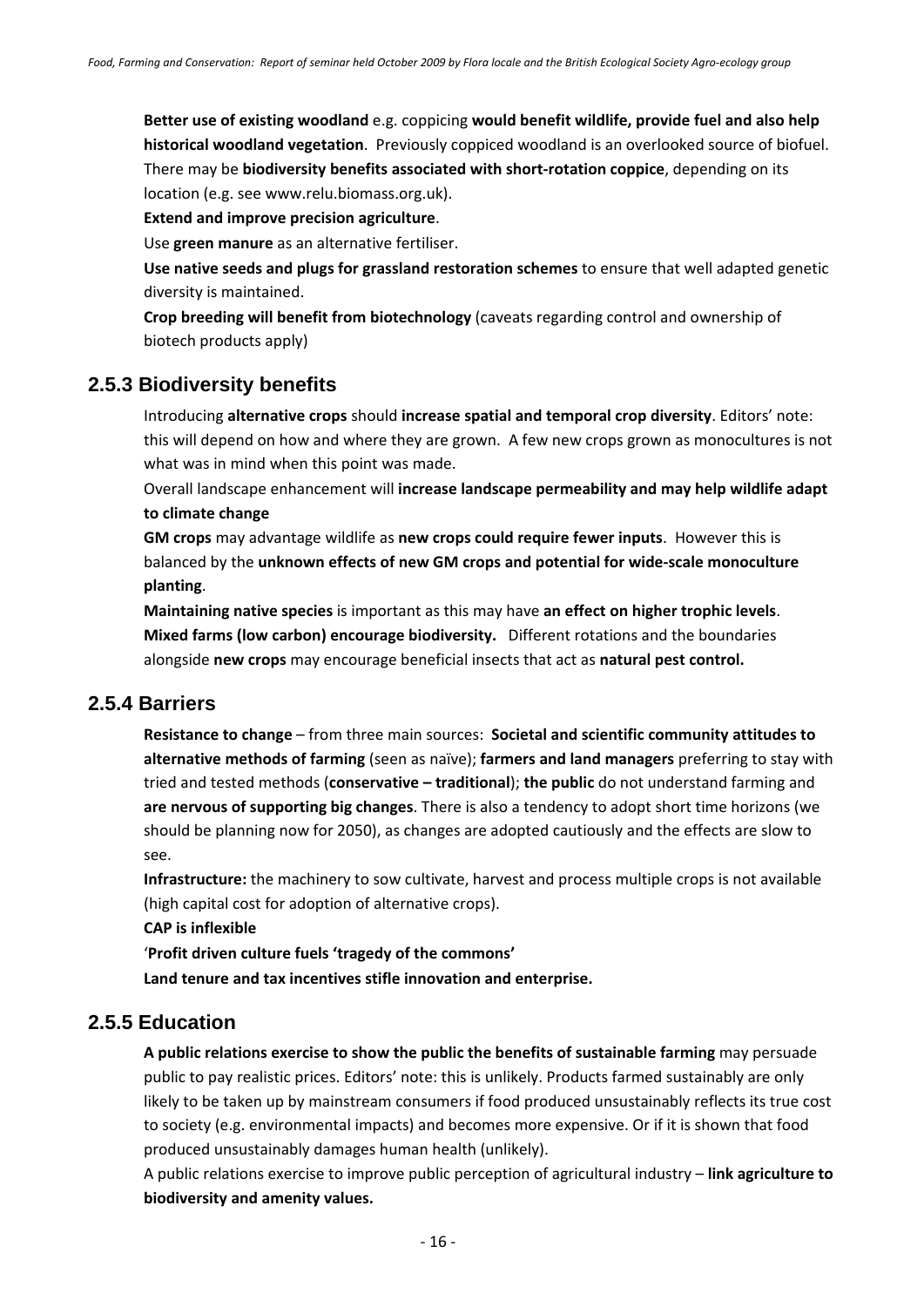**Better use of existing woodland** e.g. coppicing **would benefit wildlife, provide fuel and also help historical woodland vegetation**. Previously coppiced woodland is an overlooked source of biofuel. There may be **biodiversity benefits associated with short-rotation coppice**, depending on its location (e.g. see www.relu.biomass.org.uk).

**Extend and improve precision agriculture**.

Use **green manure** as an alternative fertiliser.

**Use native seeds and plugs for grassland restoration schemes** to ensure that well adapted genetic diversity is maintained.

**Crop breeding will benefit from biotechnology** (caveats regarding control and ownership of biotech products apply)

## 2.5.3 Biodiversity benefits

Introducing **alternative crops** should **increase spatial and temporal crop diversity**. Editors' note: this will depend on how and where they are grown. A few new crops grown as monocultures is not what was in mind when this point was made.

Overall landscape enhancement will **increase landscape permeability and may help wildlife adapt to climate change**

**GM crops** may advantage wildlife as **new crops could require fewer inputs**. However this is balanced by the **unknown effects of new GM crops and potential for wide-scale monoculture planting**.

**Maintaining native species** is important as this may have **an effect on higher trophic levels**.

**Mixed farms (low carbon) encourage biodiversity.** Different rotations and the boundaries alongside **new crops** may encourage beneficial insects that act as **natural pest control.**

## 2.5.4 Barriers

**Resistance to change** – from three main sources: **Societal and scientific community attitudes to alternative methods of farming** (seen as naïve); **farmers and land managers** preferring to stay with tried and tested methods (**conservative – traditional**); **the public** do not understand farming and **are nervous of supporting big changes**. There is also a tendency to adopt short time horizons (we should be planning now for 2050), as changes are adopted cautiously and the effects are slow to see.

**Infrastructure:** the machinery to sow cultivate, harvest and process multiple crops is not available (high capital cost for adoption of alternative crops).

**CAP is inflexible**

'**Profit driven culture fuels 'tragedy of the commons'**

**Land tenure and tax incentives stifle innovation and enterprise.**

## 2.5.5 Education

**A public relations exercise to show the public the benefits of sustainable farming** may persuade public to pay realistic prices. Editors' note: this is unlikely. Products farmed sustainably are only likely to be taken up by mainstream consumers if food produced unsustainably reflects its true cost to society (e.g. environmental impacts) and becomes more expensive. Or if it is shown that food produced unsustainably damages human health (unlikely).

A public relations exercise to improve public perception of agricultural industry – **link agriculture to biodiversity and amenity values.**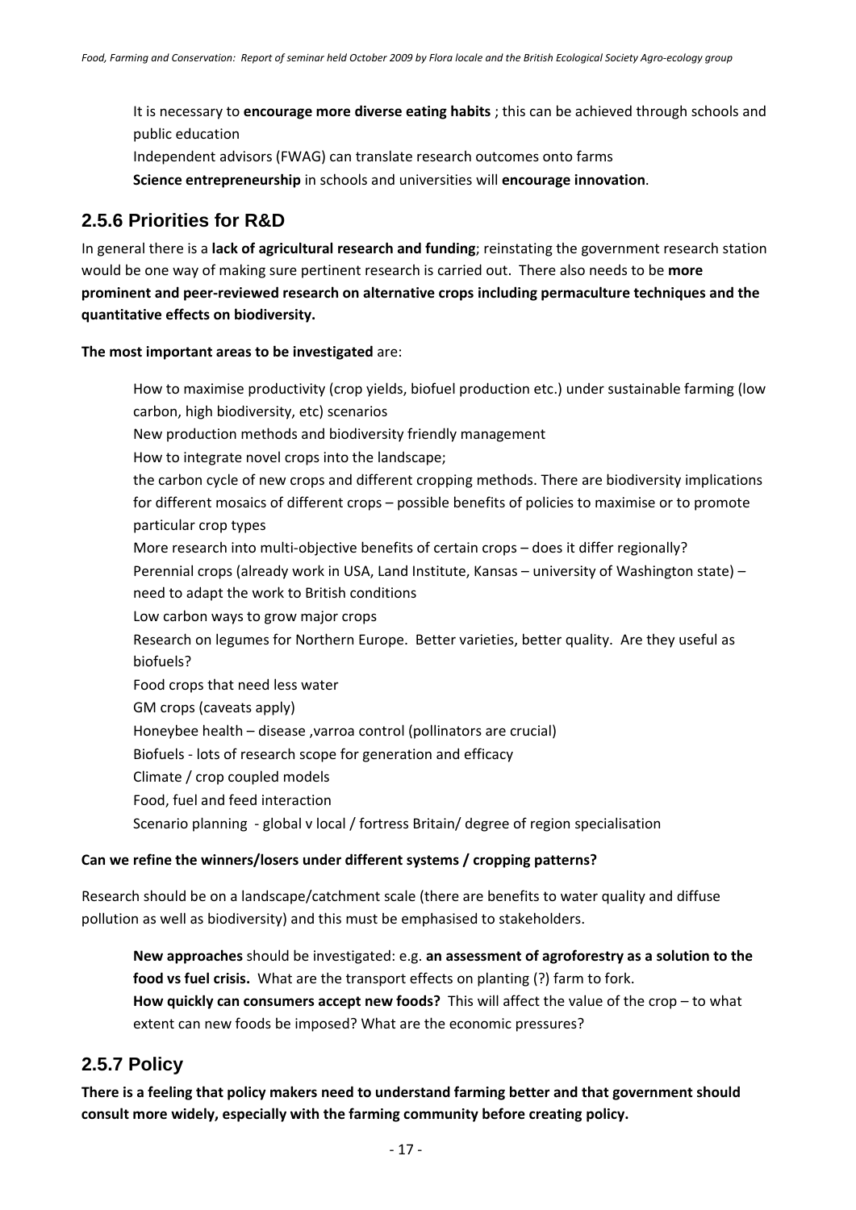It is necessary to **encourage more diverse eating habits** ; this can be achieved through schools and public education

Independent advisors (FWAG) can translate research outcomes onto farms

**Science entrepreneurship** in schools and universities will **encourage innovation**.

## 2.5.6 Priorities for R&D

In general there is a **lack of agricultural research and funding**; reinstating the government research station would be one way of making sure pertinent research is carried out. There also needs to be **more prominent and peer-reviewed research on alternative crops including permaculture techniques and the quantitative effects on biodiversity.**

**The most important areas to be investigated** are:

How to maximise productivity (crop yields, biofuel production etc.) under sustainable farming (low carbon, high biodiversity, etc) scenarios

New production methods and biodiversity friendly management

How to integrate novel crops into the landscape;

the carbon cycle of new crops and different cropping methods. There are biodiversity implications for different mosaics of different crops – possible benefits of policies to maximise or to promote particular crop types

More research into multi-objective benefits of certain crops – does it differ regionally?

Perennial crops (already work in USA, Land Institute, Kansas – university of Washington state) – need to adapt the work to British conditions

Low carbon ways to grow major crops

Research on legumes for Northern Europe. Better varieties, better quality. Are they useful as biofuels?

Food crops that need less water

GM crops (caveats apply)

Honeybee health – disease ,varroa control (pollinators are crucial)

Biofuels - lots of research scope for generation and efficacy

Climate / crop coupled models

Food, fuel and feed interaction

Scenario planning - global v local / fortress Britain/ degree of region specialisation

**Can we refine the winners/losers under different systems / cropping patterns?**

Research should be on a landscape/catchment scale (there are benefits to water quality and diffuse pollution as well as biodiversity) and this must be emphasised to stakeholders.

**New approaches** should be investigated: e.g. **an assessment of agroforestry as a solution to the food vs fuel crisis.** What are the transport effects on planting (?) farm to fork.

**How quickly can consumers accept new foods?** This will affect the value of the crop – to what extent can new foods be imposed? What are the economic pressures?

## 2.5.7 Policy

**There is a feeling that policy makers need to understand farming better and that government should consult more widely, especially with the farming community before creating policy.**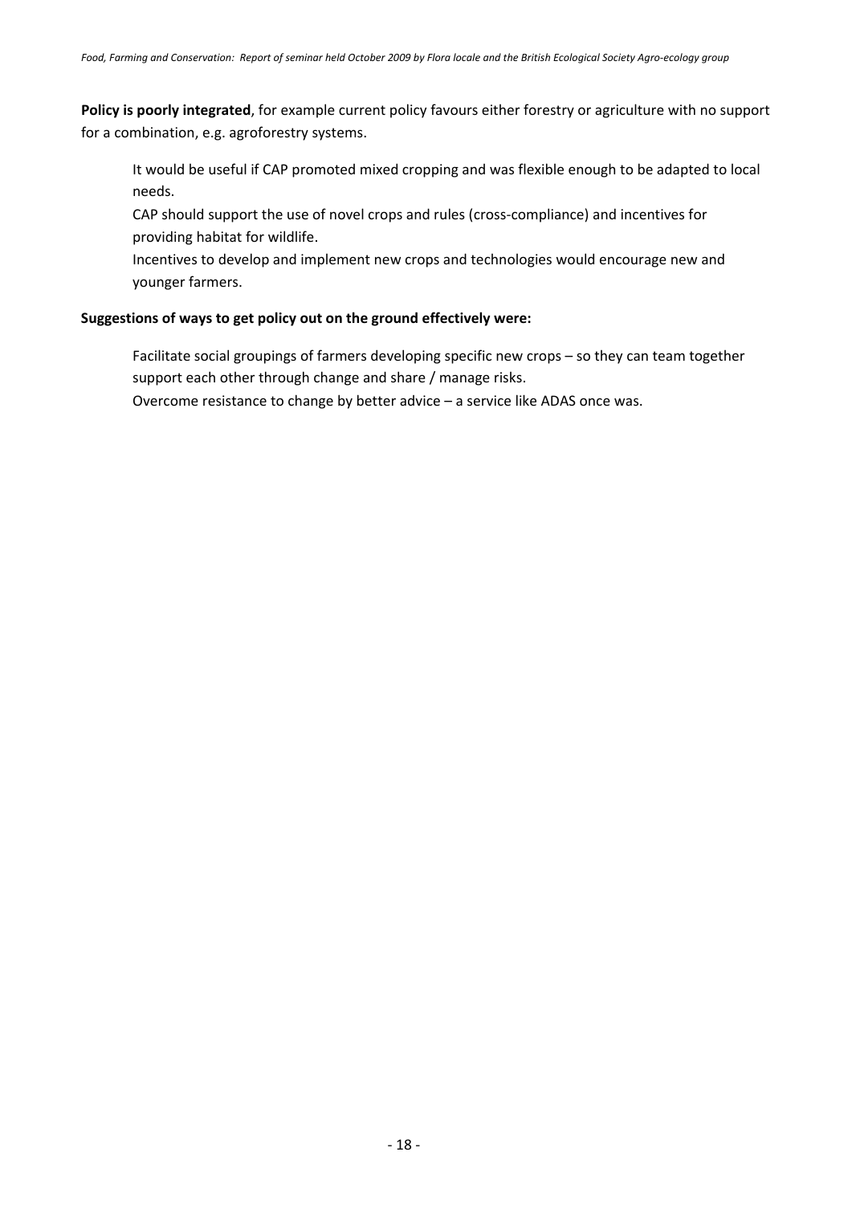**Policy is poorly integrated**, for example current policy favours either forestry or agriculture with no support for a combination, e.g. agroforestry systems.

It would be useful if CAP promoted mixed cropping and was flexible enough to be adapted to local needs.

CAP should support the use of novel crops and rules (cross-compliance) and incentives for providing habitat for wildlife.

Incentives to develop and implement new crops and technologies would encourage new and younger farmers.

**Suggestions of ways to get policy out on the ground effectively were:**

Facilitate social groupings of farmers developing specific new crops – so they can team together support each other through change and share / manage risks.

Overcome resistance to change by better advice – a service like ADAS once was.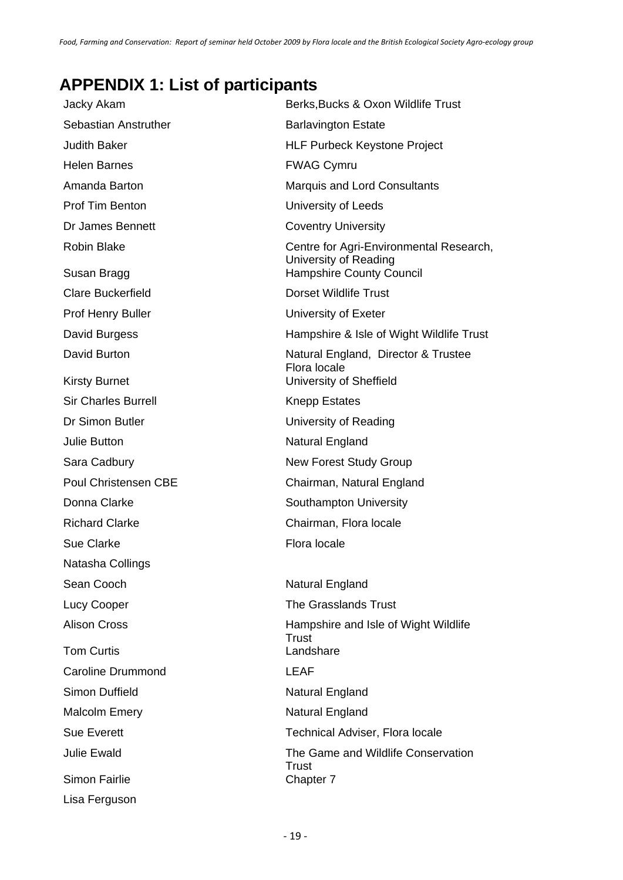# APPENDIX 1: List of participants

| | |
|---|---|
| Jacky Akam | Berks,Bucks & Oxon Wildlife Trust |
| Sebastian Anstruther | Barlavington Estate |
| Judith Baker | HLF Purbeck Keystone Project |
| Helen Barnes | FWAG Cymru |
| Amanda Barton | Marquis and Lord Consultants |
| Prof Tim Benton | University of Leeds |
| Dr James Bennett | Coventry University |
| Robin Blake | Centre for Agri-Environmental Research, University of Reading |
| Susan Bragg | Hampshire County Council |
| Clare Buckerfield | Dorset Wildlife Trust |
| Prof Henry Buller | University of Exeter |
| David Burgess | Hampshire & Isle of Wight Wildlife Trust |
| David Burton | Natural England, Director & Trustee Flora locale |
| Kirsty Burnet | University of Sheffield |
| Sir Charles Burrell | Knepp Estates |
| Dr Simon Butler | University of Reading |
| Julie Button | Natural England |
| Sara Cadbury | New Forest Study Group |
| Poul Christensen CBE | Chairman, Natural England |
| Donna Clarke | Southampton University |
| Richard Clarke | Chairman, Flora locale |
| Sue Clarke | Flora locale |
| Natasha Collings | |
| Sean Cooch | Natural England |
| Lucy Cooper | The Grasslands Trust |
| Alison Cross | Hampshire and Isle of Wight Wildlife Trust |
| Tom Curtis | Landshare |
| Caroline Drummond | LEAF |
| Simon Duffield | Natural England |
| Malcolm Emery | Natural England |
| Sue Everett | Technical Adviser, Flora locale |
| Julie Ewald | The Game and Wildlife Conservation Trust |
| Simon Fairlie | Chapter 7 |
| Lisa Ferguson | |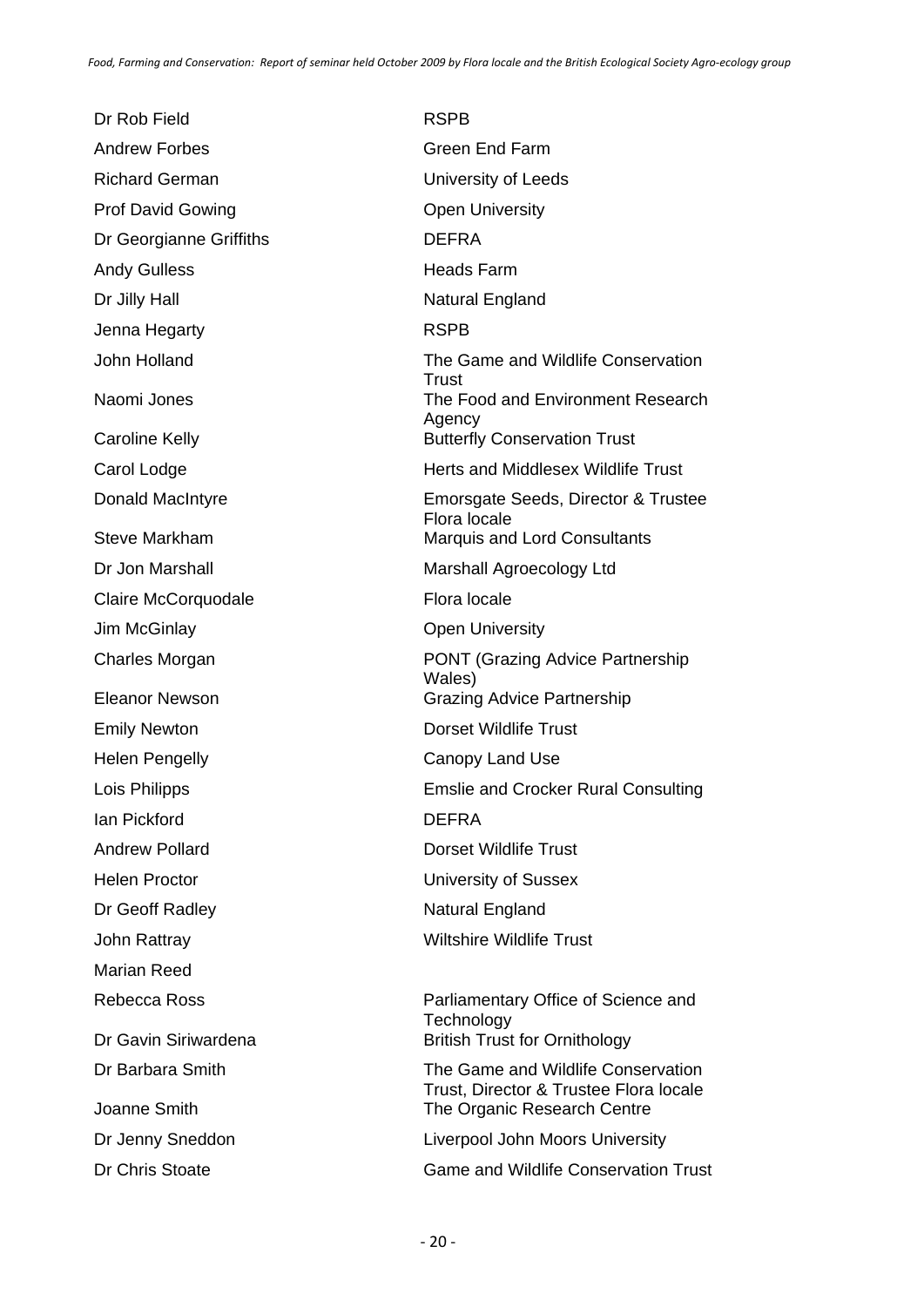| | |
|---|---|
| Dr Rob Field | RSPB |
| Andrew Forbes | Green End Farm |
| Richard German | University of Leeds |
| Prof David Gowing | Open University |
| Dr Georgianne Griffiths | DEFRA |
| Andy Gulless | Heads Farm |
| Dr Jilly Hall | Natural England |
| Jenna Hegarty | RSPB |
| John Holland | The Game and Wildlife Conservation Trust |
| Naomi Jones | The Food and Environment Research Agency |
| Caroline Kelly | Butterfly Conservation Trust |
| Carol Lodge | Herts and Middlesex Wildlife Trust |
| Donald MacIntyre | Emorsgate Seeds, Director & Trustee Flora locale |
| Steve Markham | Marquis and Lord Consultants |
| Dr Jon Marshall | Marshall Agroecology Ltd |
| Claire McCorquodale | Flora locale |
| Jim McGinlay | Open University |
| Charles Morgan | PONT (Grazing Advice Partnership Wales) |
| Eleanor Newson | Grazing Advice Partnership |
| Emily Newton | Dorset Wildlife Trust |
| Helen Pengelly | Canopy Land Use |
| Lois Philipps | Emslie and Crocker Rural Consulting |
| Ian Pickford | DEFRA |
| Andrew Pollard | Dorset Wildlife Trust |
| Helen Proctor | University of Sussex |
| Dr Geoff Radley | Natural England |
| John Rattray | Wiltshire Wildlife Trust |
| Marian Reed | |
| Rebecca Ross | Parliamentary Office of Science and Technology |
| Dr Gavin Siriwardena | British Trust for Ornithology |
| Dr Barbara Smith | The Game and Wildlife Conservation Trust, Director & Trustee Flora locale |
| Joanne Smith | The Organic Research Centre |
| Dr Jenny Sneddon | Liverpool John Moors University |
| Dr Chris Stoate | Game and Wildlife Conservation Trust |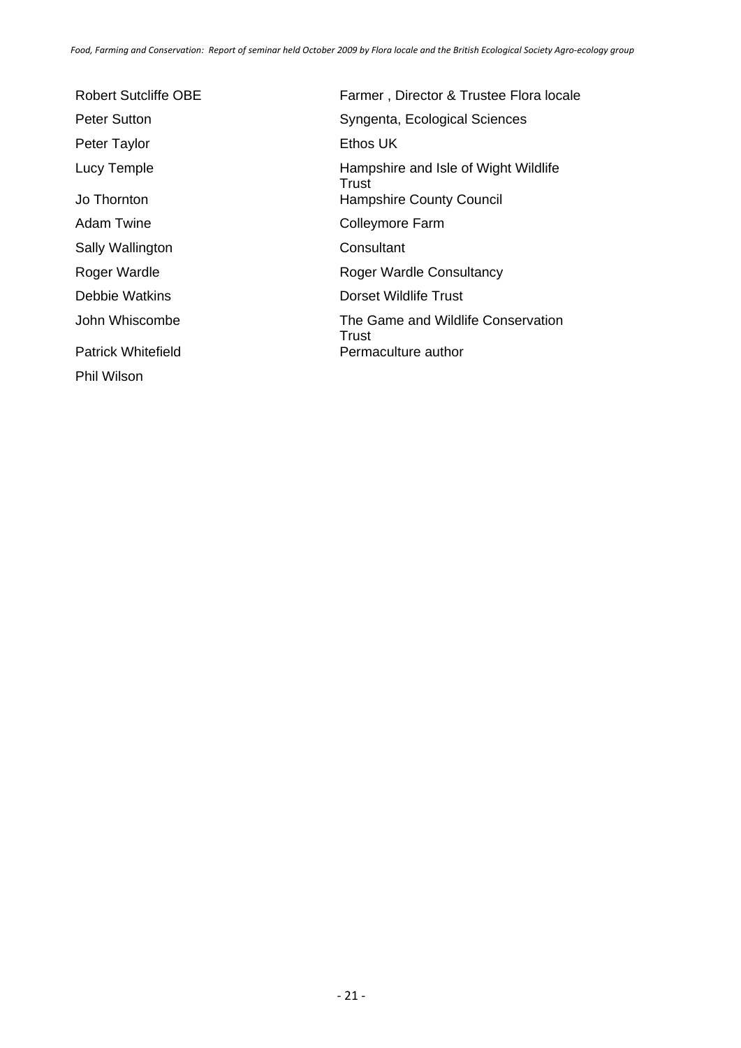| | |
|---|---|
| Robert Sutcliffe OBE | Farmer , Director & Trustee Flora locale |
| Peter Sutton | Syngenta, Ecological Sciences |
| Peter Taylor | Ethos UK |
| Lucy Temple | Hampshire and Isle of Wight Wildlife Trust |
| Jo Thornton | Hampshire County Council |
| Adam Twine | Colleymore Farm |
| Sally Wallington | Consultant |
| Roger Wardle | Roger Wardle Consultancy |
| Debbie Watkins | Dorset Wildlife Trust |
| John Whiscombe | The Game and Wildlife Conservation Trust |
| Patrick Whitefield | Permaculture author |
| Phil Wilson | |